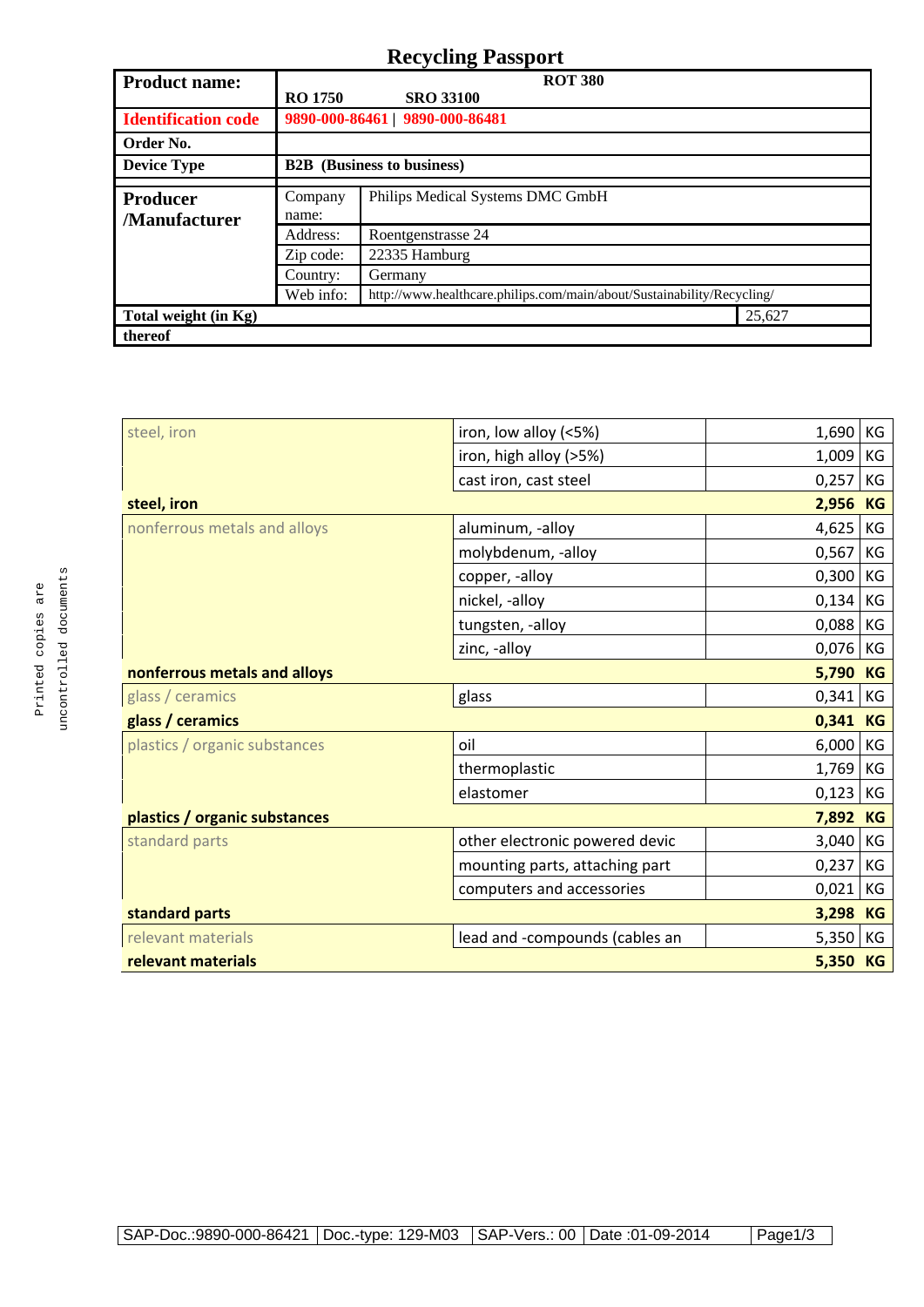# Recycling Passport

| **Product name:** | **ROT 380**<br>**RO 1750 SRO 33100** | |
|---|---|---|
| **Identification code** | **9890-000-86461 \| 9890-000-86481** | |
| **Order No.** | | |
| **Device Type** | **B2B (Business to business)** | |
| **Producer /Manufacturer** | Company name: | Philips Medical Systems DMC GmbH |
| | Address: | Roentgenstrasse 24 |
| | Zip code: | 22335 Hamburg |
| | Country: | Germany |
| | Web info: | http://www.healthcare.philips.com/main/about/Sustainability/Recycling/ |
| **Total weight (in Kg)** | | 25,627 |
| **thereof** | | |

| | | | |
|---|---|---|---|
| steel, iron | iron, low alloy (<5%) | 1,690 | KG |
| | iron, high alloy (>5%) | 1,009 | KG |
| | cast iron, cast steel | 0,257 | KG |
| **steel, iron** | | **2,956** | **KG** |
| nonferrous metals and alloys | aluminum, -alloy | 4,625 | KG |
| | molybdenum, -alloy | 0,567 | KG |
| | copper, -alloy | 0,300 | KG |
| | nickel, -alloy | 0,134 | KG |
| | tungsten, -alloy | 0,088 | KG |
| | zinc, -alloy | 0,076 | KG |
| **nonferrous metals and alloys** | | **5,790** | **KG** |
| glass / ceramics | glass | 0,341 | KG |
| **glass / ceramics** | | **0,341** | **KG** |
| plastics / organic substances | oil | 6,000 | KG |
| | thermoplastic | 1,769 | KG |
| | elastomer | 0,123 | KG |
| **plastics / organic substances** | | **7,892** | **KG** |
| standard parts | other electronic powered devic | 3,040 | KG |
| | mounting parts, attaching part | 0,237 | KG |
| | computers and accessories | 0,021 | KG |
| **standard parts** | | **3,298** | **KG** |
| relevant materials | lead and -compounds (cables an | 5,350 | KG |
| **relevant materials** | | **5,350** | **KG** |

Printed copies are uncontrolled documents

| SAP-Doc.:9890-000-86421 | Doc.-type: 129-M03 | SAP-Vers.: 00 | Date :01-09-2014 |
|---|---|---|---|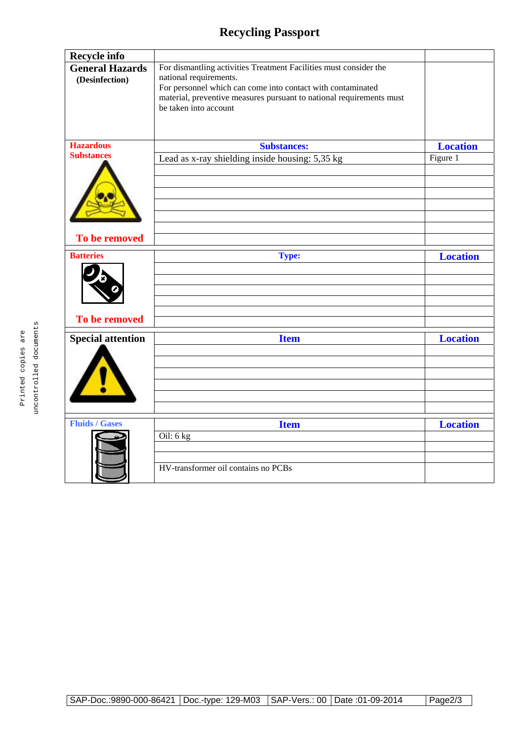# Recycling Passport

| Recycle info | | |
|---|---|---|
| **General Hazards** (Desinfection) | For dismantling activities Treatment Facilities must consider the national requirements. For personnel which can come into contact with contaminated material, preventive measures pursuant to national requirements must be taken into account | |
| **Hazardous Substances** | **Substances:** | **Location** |
| | Lead as x-ray shielding inside housing: 5,35 kg | Figure 1 |
| | | |
| | | |
| | | |
| | | |
| | | |
| **To be removed** | | |
| **Batteries** | **Type:** | **Location** |
| | | |
| | | |
| | | |
| | | |
| | | |
| **To be removed** | | |
| **Special attention** | **Item** | **Location** |
| | | |
| | | |
| | | |
| | | |
| | | |
| | | |
| **Fluids / Gases** | **Item** | **Location** |
| | Oil: 6 kg | |
| | | |
| | | |
| | HV-transformer oil contains no PCBs | |

Printed copies are uncontrolled documents

| SAP-Doc.:9890-000-86421 | Doc.-type: 129-M03 | SAP-Vers.: 00 | Date :01-09-2014 |
|---|---|---|---|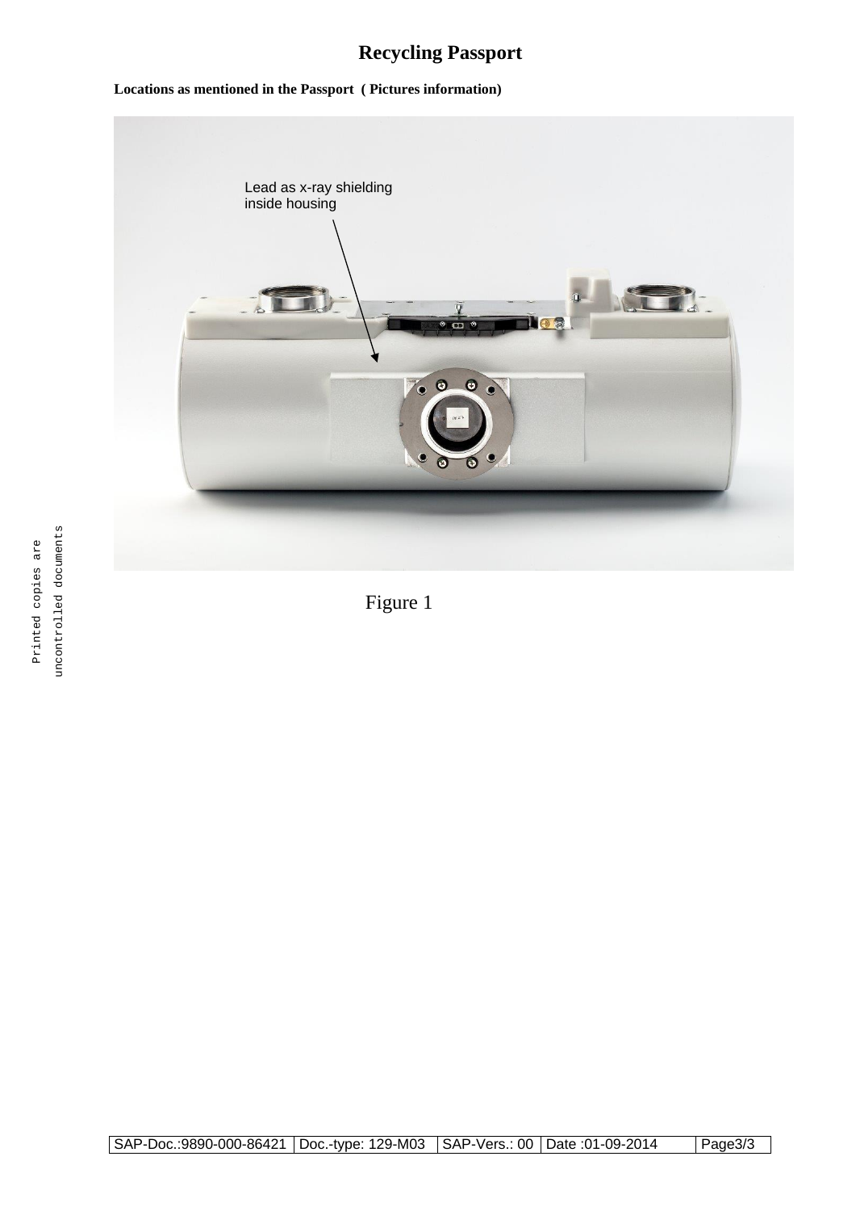# Recycling Passport

**Locations as mentioned in the Passport ( Pictures information)**

Lead as x-ray shielding inside housing

Figure 1